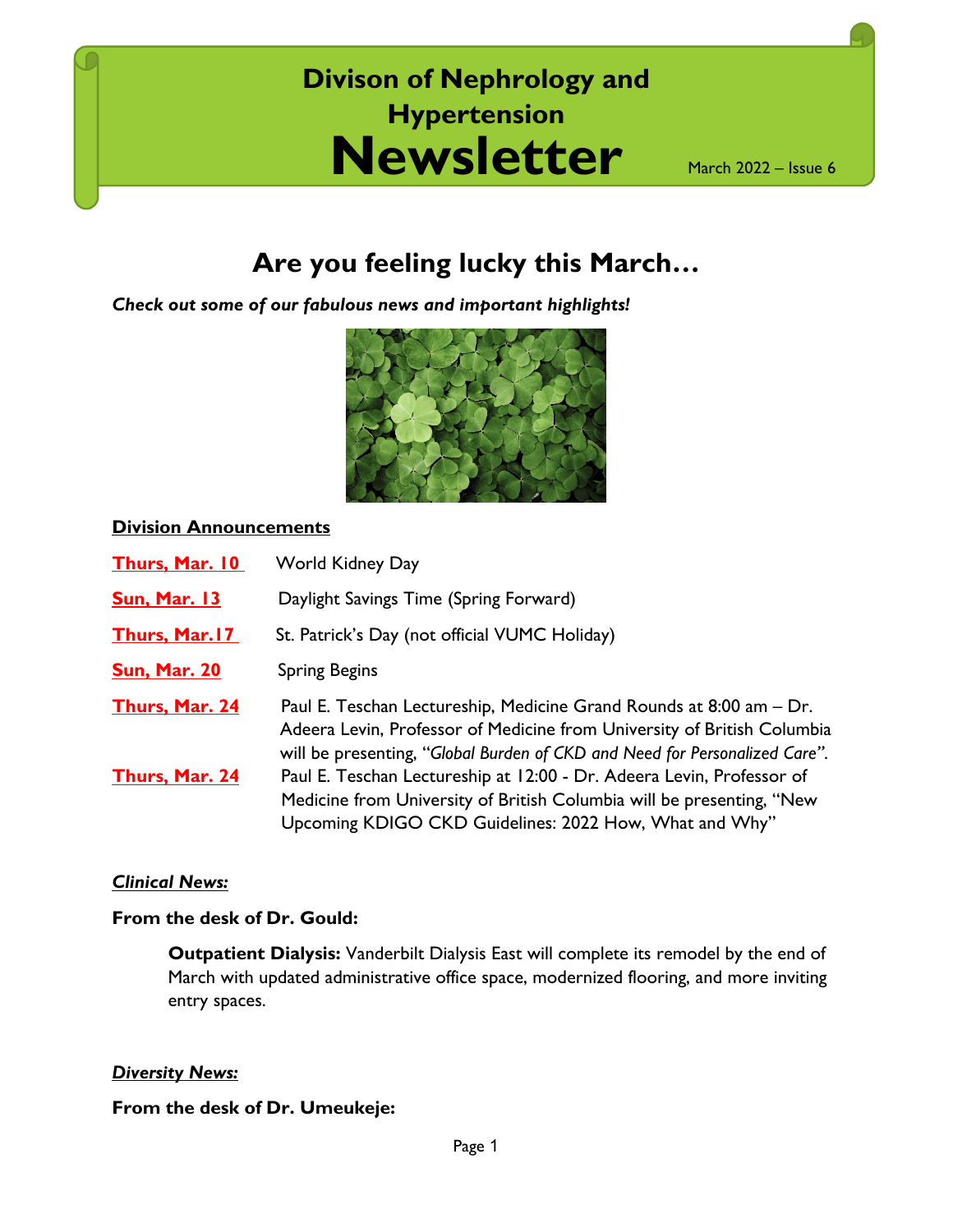# Divison of Nephrology and Hypertension

# Newsletter

March 2022 – Issue 6

## Are you feeling lucky this March…

***Check out some of our fabulous news and important highlights!***

**Division Announcements**

| | |
|---|---|
| **Thurs, Mar. 10** | World Kidney Day |
| **Sun, Mar. 13** | Daylight Savings Time (Spring Forward) |
| **Thurs, Mar.17** | St. Patrick's Day (not official VUMC Holiday) |
| **Sun, Mar. 20** | Spring Begins |
| **Thurs, Mar. 24** | Paul E. Teschan Lectureship, Medicine Grand Rounds at 8:00 am – Dr. Adeera Levin, Professor of Medicine from University of British Columbia will be presenting, "*Global Burden of CKD and Need for Personalized Care*". |
| **Thurs, Mar. 24** | Paul E. Teschan Lectureship at 12:00 - Dr. Adeera Levin, Professor of Medicine from University of British Columbia will be presenting, "New Upcoming KDIGO CKD Guidelines: 2022 How, What and Why" |

***Clinical News:***

**From the desk of Dr. Gould:**

**Outpatient Dialysis:** Vanderbilt Dialysis East will complete its remodel by the end of March with updated administrative office space, modernized flooring, and more inviting entry spaces.

***Diversity News:***

**From the desk of Dr. Umeukeje:**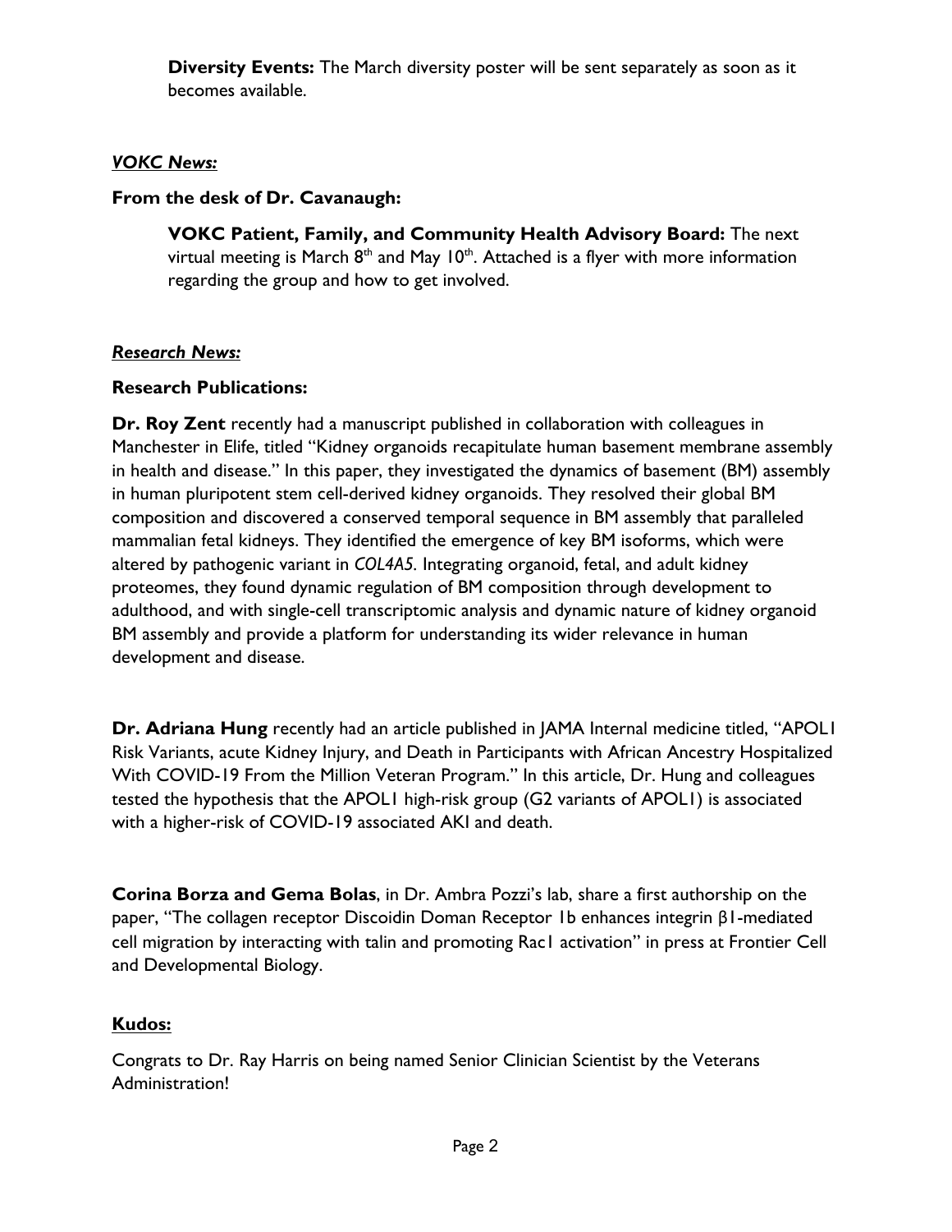**Diversity Events:** The March diversity poster will be sent separately as soon as it becomes available.

***VOKC News:***

**From the desk of Dr. Cavanaugh:**

**VOKC Patient, Family, and Community Health Advisory Board:** The next virtual meeting is March 8th and May 10th. Attached is a flyer with more information regarding the group and how to get involved.

***Research News:***

**Research Publications:**

**Dr. Roy Zent** recently had a manuscript published in collaboration with colleagues in Manchester in Elife, titled "Kidney organoids recapitulate human basement membrane assembly in health and disease." In this paper, they investigated the dynamics of basement (BM) assembly in human pluripotent stem cell-derived kidney organoids. They resolved their global BM composition and discovered a conserved temporal sequence in BM assembly that paralleled mammalian fetal kidneys. They identified the emergence of key BM isoforms, which were altered by pathogenic variant in *COL4A5*. Integrating organoid, fetal, and adult kidney proteomes, they found dynamic regulation of BM composition through development to adulthood, and with single-cell transcriptomic analysis and dynamic nature of kidney organoid BM assembly and provide a platform for understanding its wider relevance in human development and disease.

**Dr. Adriana Hung** recently had an article published in JAMA Internal medicine titled, "APOL1 Risk Variants, acute Kidney Injury, and Death in Participants with African Ancestry Hospitalized With COVID-19 From the Million Veteran Program." In this article, Dr. Hung and colleagues tested the hypothesis that the APOL1 high-risk group (G2 variants of APOL1) is associated with a higher-risk of COVID-19 associated AKI and death.

**Corina Borza and Gema Bolas**, in Dr. Ambra Pozzi's lab, share a first authorship on the paper, "The collagen receptor Discoidin Doman Receptor 1b enhances integrin β1-mediated cell migration by interacting with talin and promoting Rac1 activation" in press at Frontier Cell and Developmental Biology.

**Kudos:**

Congrats to Dr. Ray Harris on being named Senior Clinician Scientist by the Veterans Administration!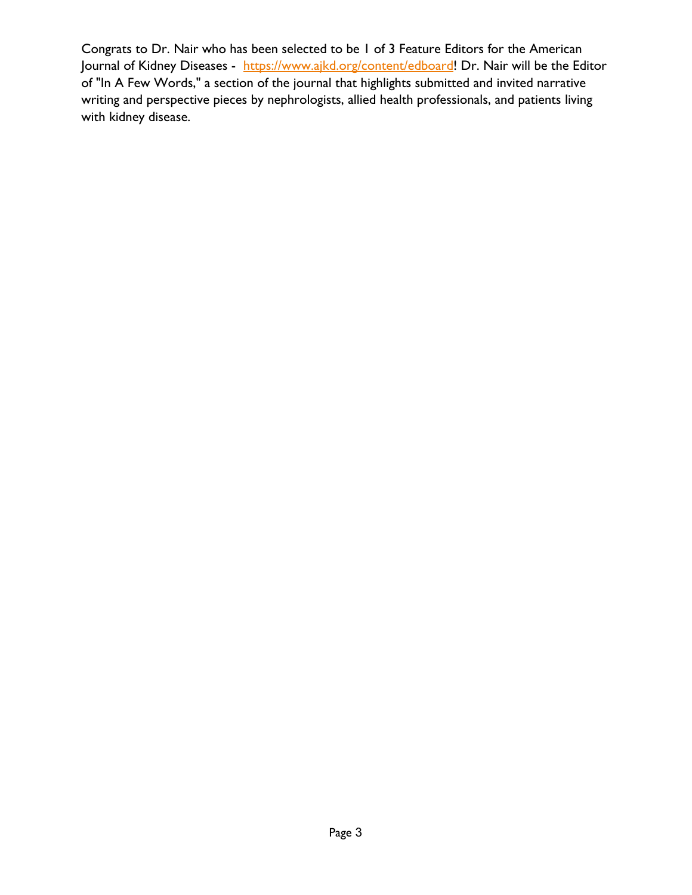Congrats to Dr. Nair who has been selected to be 1 of 3 Feature Editors for the American Journal of Kidney Diseases - [https://www.ajkd.org/content/edboard](https://www.ajkd.org/content/edboard)! Dr. Nair will be the Editor of "In A Few Words," a section of the journal that highlights submitted and invited narrative writing and perspective pieces by nephrologists, allied health professionals, and patients living with kidney disease.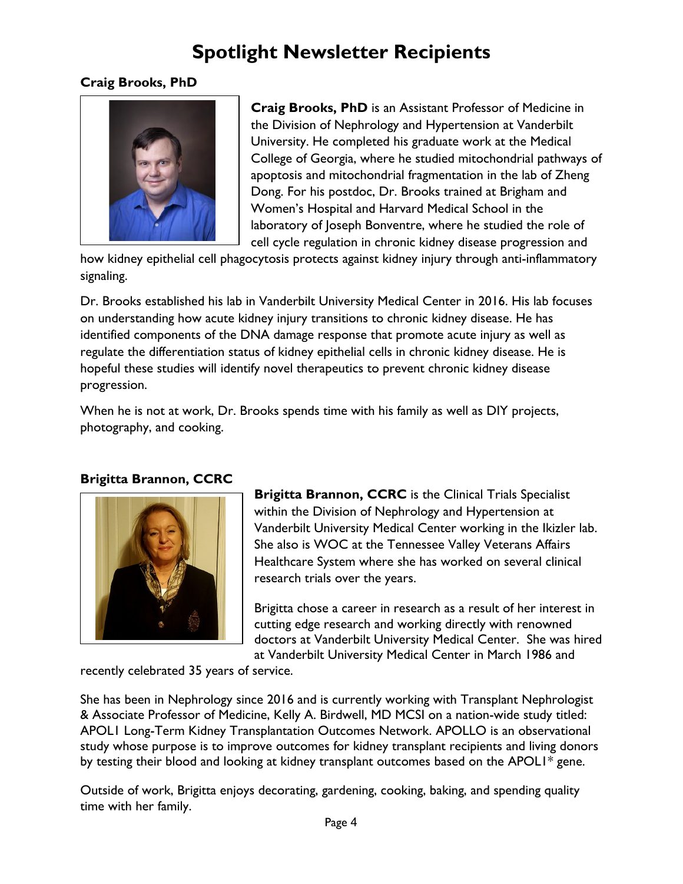# Spotlight Newsletter Recipients

### Craig Brooks, PhD

**Craig Brooks, PhD** is an Assistant Professor of Medicine in the Division of Nephrology and Hypertension at Vanderbilt University. He completed his graduate work at the Medical College of Georgia, where he studied mitochondrial pathways of apoptosis and mitochondrial fragmentation in the lab of Zheng Dong. For his postdoc, Dr. Brooks trained at Brigham and Women's Hospital and Harvard Medical School in the laboratory of Joseph Bonventre, where he studied the role of cell cycle regulation in chronic kidney disease progression and how kidney epithelial cell phagocytosis protects against kidney injury through anti-inflammatory signaling.

Dr. Brooks established his lab in Vanderbilt University Medical Center in 2016. His lab focuses on understanding how acute kidney injury transitions to chronic kidney disease. He has identified components of the DNA damage response that promote acute injury as well as regulate the differentiation status of kidney epithelial cells in chronic kidney disease. He is hopeful these studies will identify novel therapeutics to prevent chronic kidney disease progression.

When he is not at work, Dr. Brooks spends time with his family as well as DIY projects, photography, and cooking.

### Brigitta Brannon, CCRC

**Brigitta Brannon, CCRC** is the Clinical Trials Specialist within the Division of Nephrology and Hypertension at Vanderbilt University Medical Center working in the Ikizler lab. She also is WOC at the Tennessee Valley Veterans Affairs Healthcare System where she has worked on several clinical research trials over the years.

Brigitta chose a career in research as a result of her interest in cutting edge research and working directly with renowned doctors at Vanderbilt University Medical Center. She was hired at Vanderbilt University Medical Center in March 1986 and recently celebrated 35 years of service.

She has been in Nephrology since 2016 and is currently working with Transplant Nephrologist & Associate Professor of Medicine, Kelly A. Birdwell, MD MCSI on a nation-wide study titled: APOL1 Long-Term Kidney Transplantation Outcomes Network. APOLLO is an observational study whose purpose is to improve outcomes for kidney transplant recipients and living donors by testing their blood and looking at kidney transplant outcomes based on the APOL1* gene.

Outside of work, Brigitta enjoys decorating, gardening, cooking, baking, and spending quality time with her family.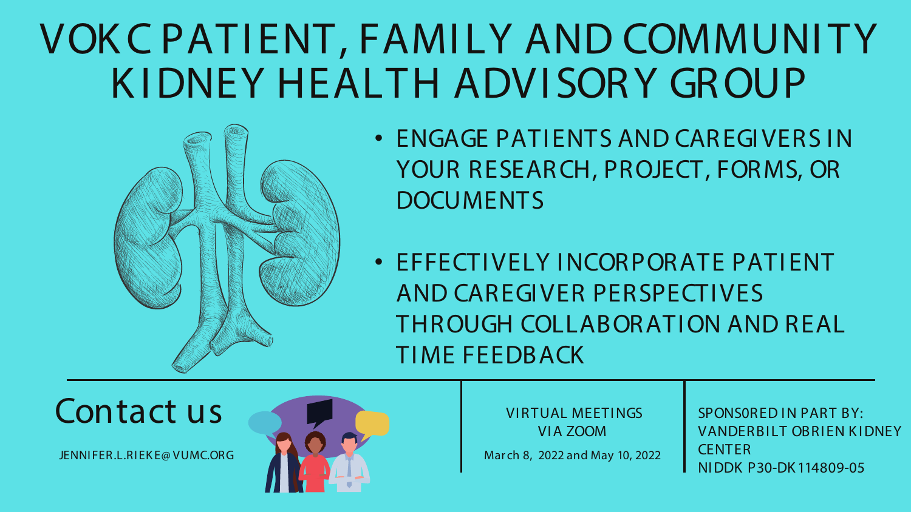# VOKC PATIENT, FAMILY AND COMMUNITY KIDNEY HEALTH ADVISORY GROUP

- ENGAGE PATIENTS AND CAREGIVERS IN YOUR RESEARCH, PROJECT, FORMS, OR DOCUMENTS
- EFFECTIVELY INCORPORATE PATIENT AND CAREGIVER PERSPECTIVES THROUGH COLLABORATION AND REAL TIME FEEDBACK

## Contact us

JENNIFER.L.RIEKE@VUMC.ORG

VIRTUAL MEETINGS
VIA ZOOM

March 8, 2022 and May 10, 2022

SPONS0RED IN PART BY:
VANDERBILT OBRIEN KIDNEY CENTER
NIDDK P30-DK114809-05